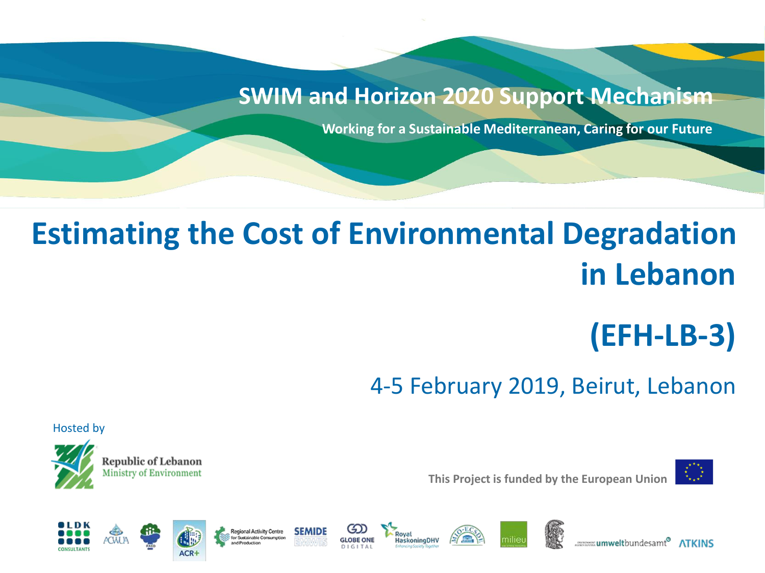SWIM and Horizon 2020 Support Mechanism

Working for a Sustainable Mediterranean, Caring for our Future

# Estimating the Cost of Environmental Degradation in Lebanon

# (EFH-LB-3)

4-5 February 2019, Beirut, Lebanon

Hosted by

Republic of Lebanon
Ministry of Environment

This Project is funded by the European Union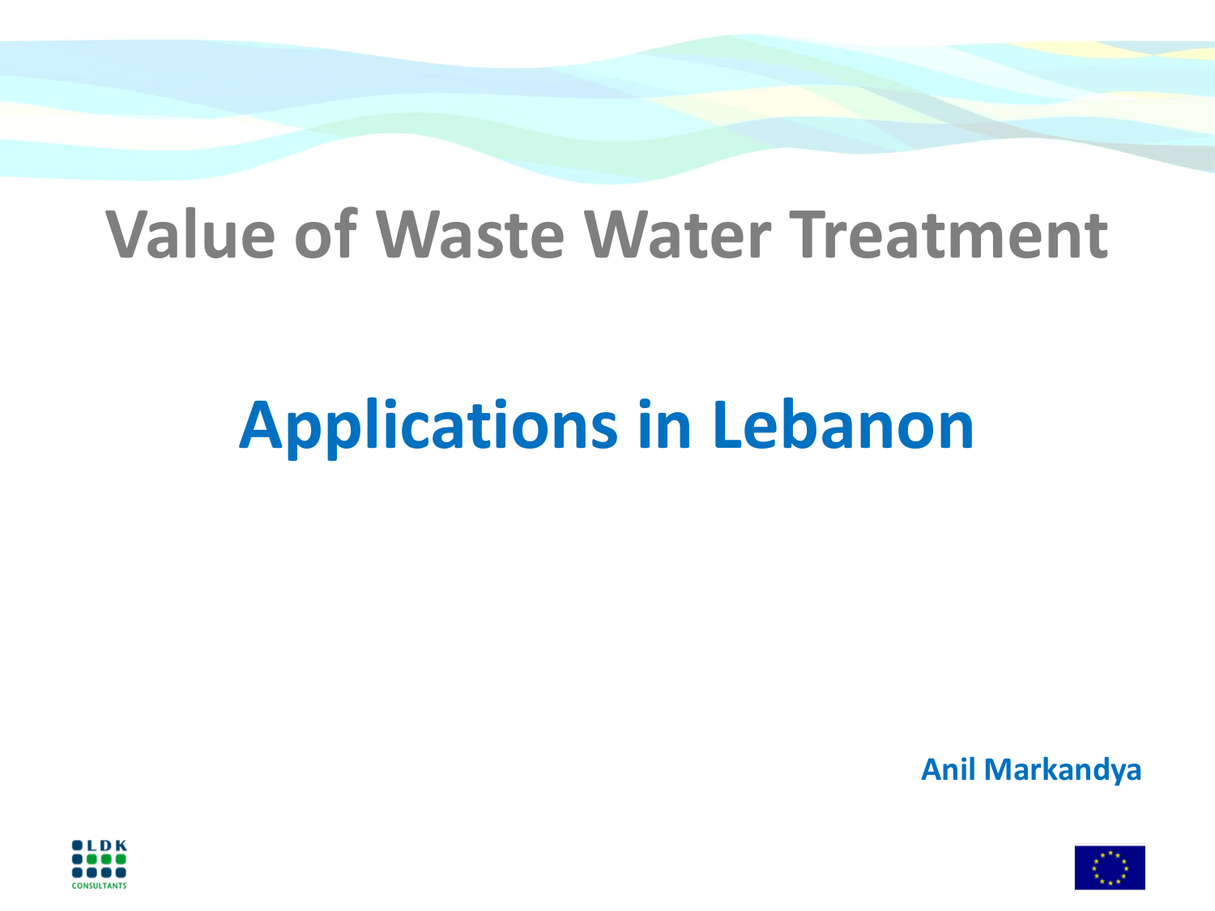# Value of Waste Water Treatment

# Applications in Lebanon

**Anil Markandya**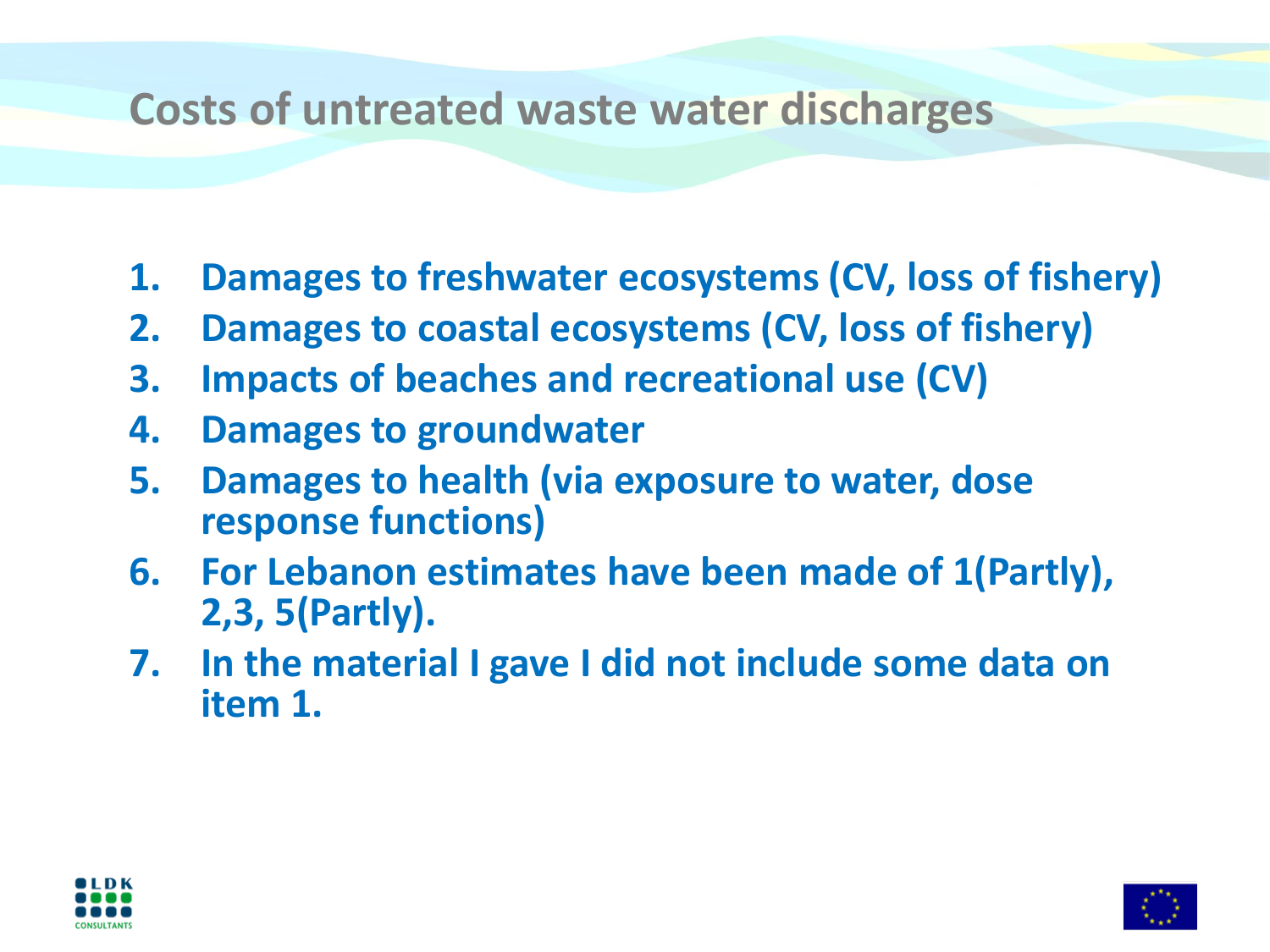# Costs of untreated waste water discharges

1. **Damages to freshwater ecosystems (CV, loss of fishery)**
2. **Damages to coastal ecosystems (CV, loss of fishery)**
3. **Impacts of beaches and recreational use (CV)**
4. **Damages to groundwater**
5. **Damages to health (via exposure to water, dose response functions)**
6. **For Lebanon estimates have been made of 1(Partly), 2,3, 5(Partly).**
7. **In the material I gave I did not include some data on item 1.**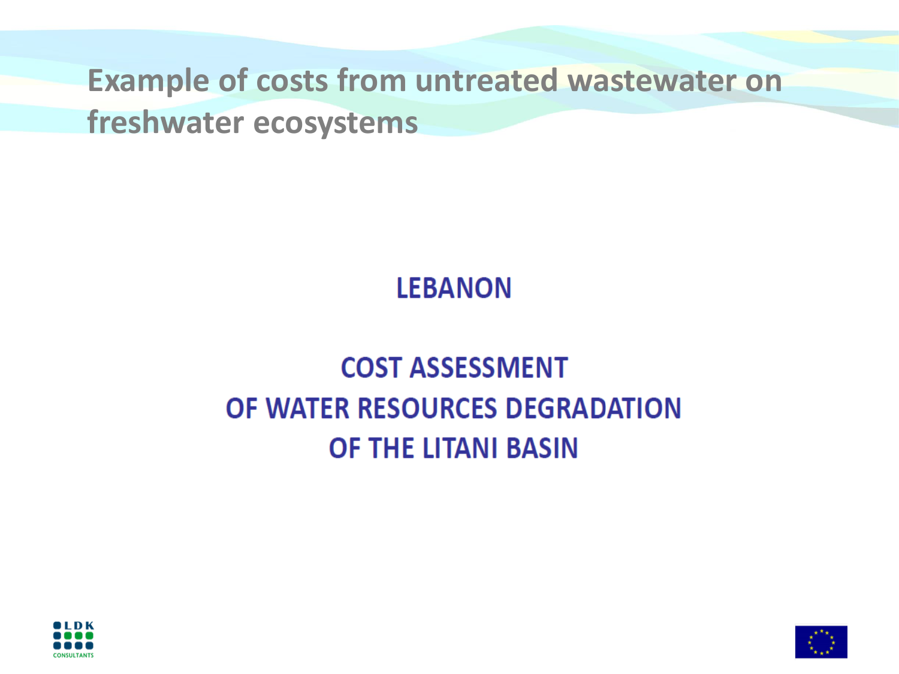# Example of costs from untreated wastewater on freshwater ecosystems

## LEBANON

## COST ASSESSMENT OF WATER RESOURCES DEGRADATION OF THE LITANI BASIN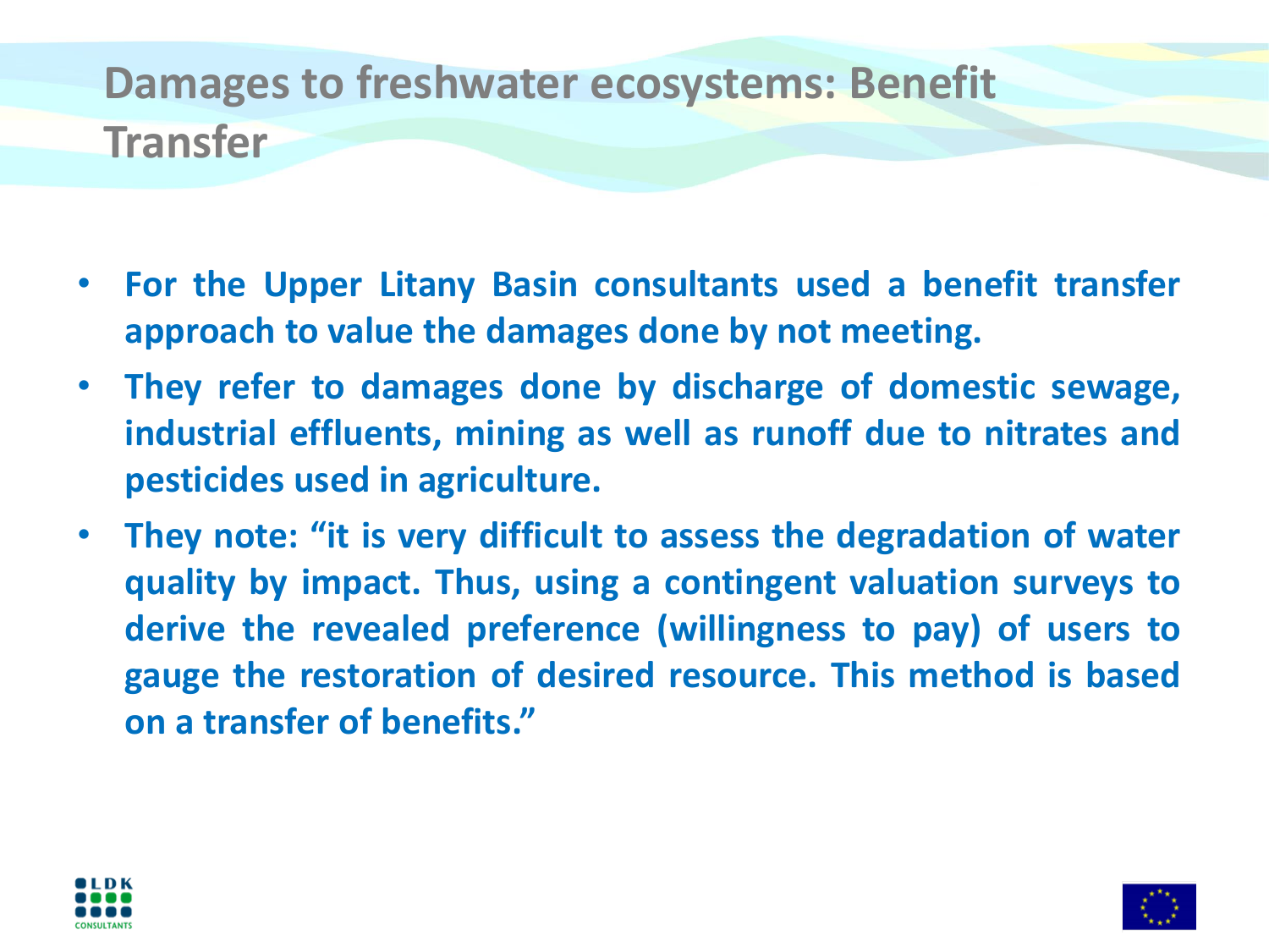# Damages to freshwater ecosystems: Benefit Transfer

- **For the Upper Litany Basin consultants used a benefit transfer approach to value the damages done by not meeting.**
- **They refer to damages done by discharge of domestic sewage, industrial effluents, mining as well as runoff due to nitrates and pesticides used in agriculture.**
- **They note: "it is very difficult to assess the degradation of water quality by impact. Thus, using a contingent valuation surveys to derive the revealed preference (willingness to pay) of users to gauge the restoration of desired resource. This method is based on a transfer of benefits."**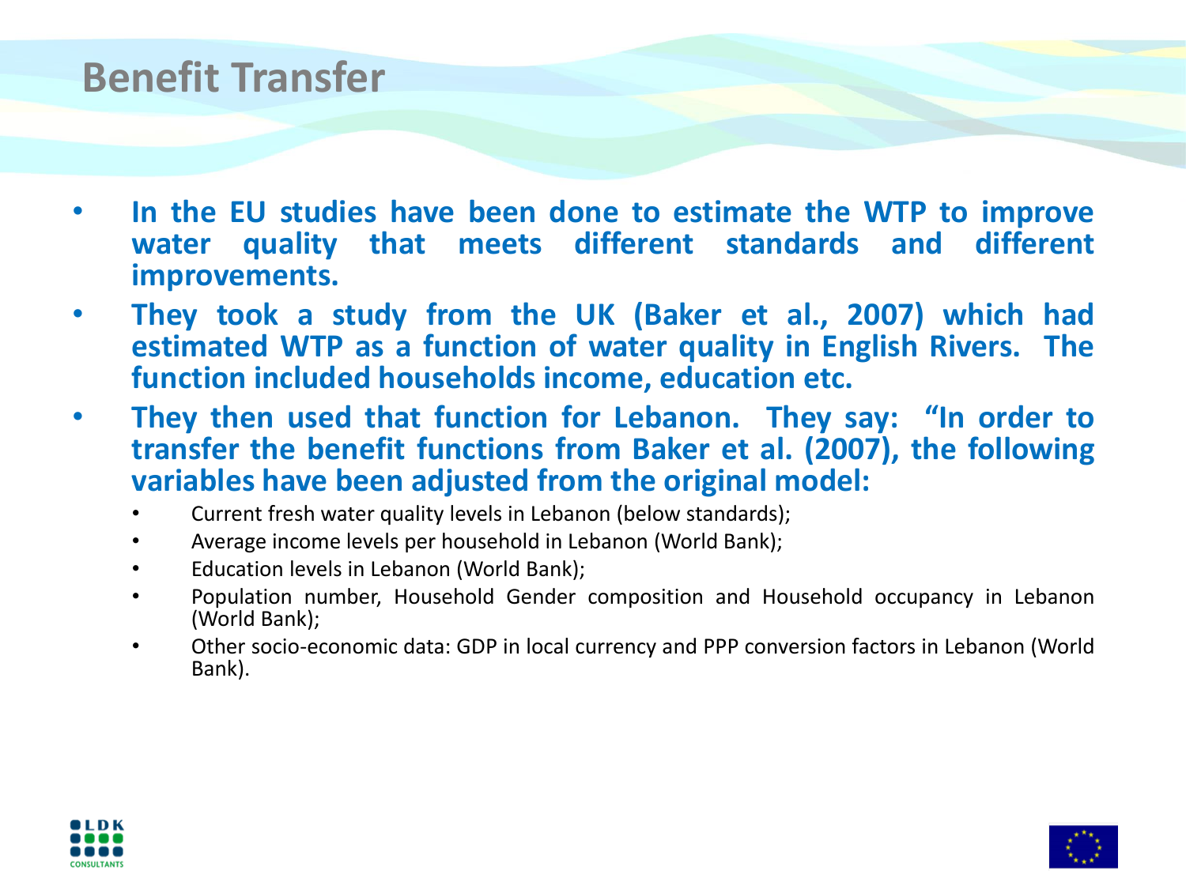# Benefit Transfer

- **In the EU studies have been done to estimate the WTP to improve water quality that meets different standards and different improvements.**
- **They took a study from the UK (Baker et al., 2007) which had estimated WTP as a function of water quality in English Rivers. The function included households income, education etc.**
- **They then used that function for Lebanon. They say: "In order to transfer the benefit functions from Baker et al. (2007), the following variables have been adjusted from the original model:**
  - Current fresh water quality levels in Lebanon (below standards);
  - Average income levels per household in Lebanon (World Bank);
  - Education levels in Lebanon (World Bank);
  - Population number, Household Gender composition and Household occupancy in Lebanon (World Bank);
  - Other socio-economic data: GDP in local currency and PPP conversion factors in Lebanon (World Bank).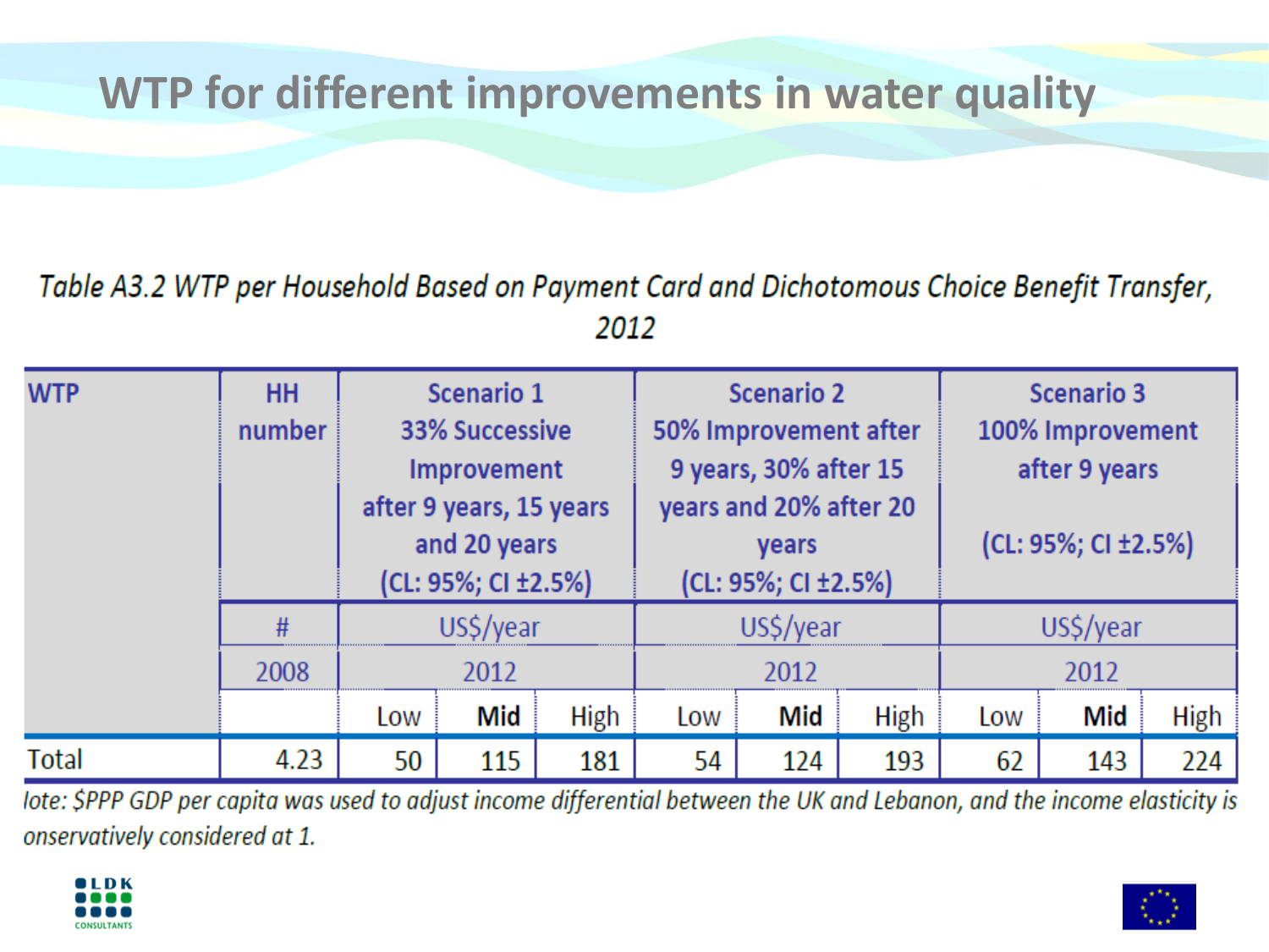# WTP for different improvements in water quality

*Table A3.2 WTP per Household Based on Payment Card and Dichotomous Choice Benefit Transfer, 2012*

| WTP | HH number | Scenario 1 33% Successive Improvement after 9 years, 15 years and 20 years (CL: 95%; CI ±2.5%) | | | Scenario 2 50% Improvement after 9 years, 30% after 15 years and 20% after 20 years (CL: 95%; CI ±2.5%) | | | Scenario 3 100% Improvement after 9 years (CL: 95%; CI ±2.5%) | | |
|---|---|---|---|---|---|---|---|---|---|---|
| | # | US$/year | | | US$/year | | | US$/year | | |
| | 2008 | 2012 | | | 2012 | | | 2012 | | |
| | | Low | **Mid** | High | Low | **Mid** | High | Low | **Mid** | High |
| Total | 4.23 | 50 | 115 | 181 | 54 | 124 | 193 | 62 | 143 | 224 |

*lote: $PPP GDP per capita was used to adjust income differential between the UK and Lebanon, and the income elasticity is onservatively considered at 1.*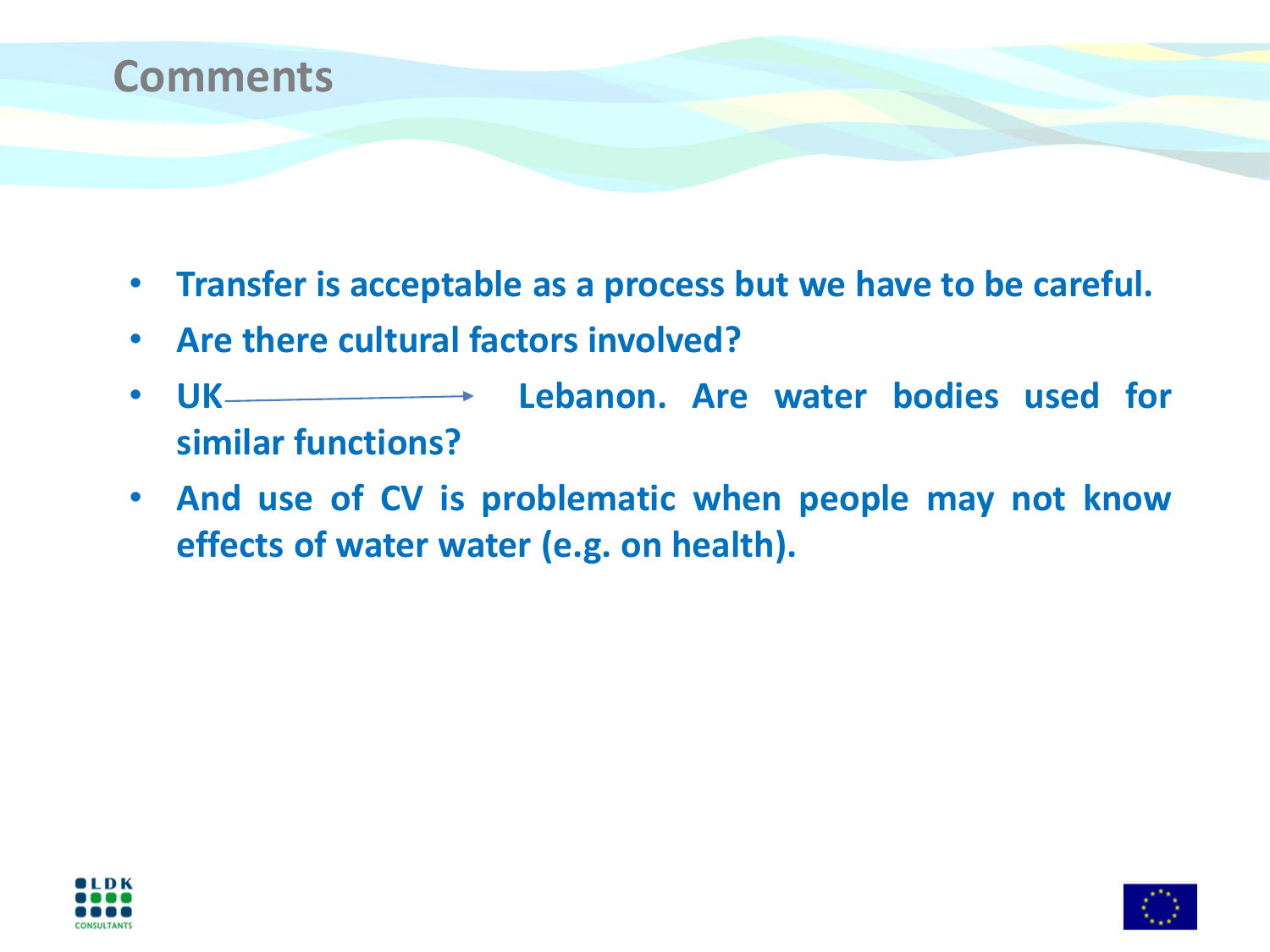# Comments

- **Transfer is acceptable as a process but we have to be careful.**
- **Are there cultural factors involved?**
- **UK → Lebanon. Are water bodies used for similar functions?**
- **And use of CV is problematic when people may not know effects of water water (e.g. on health).**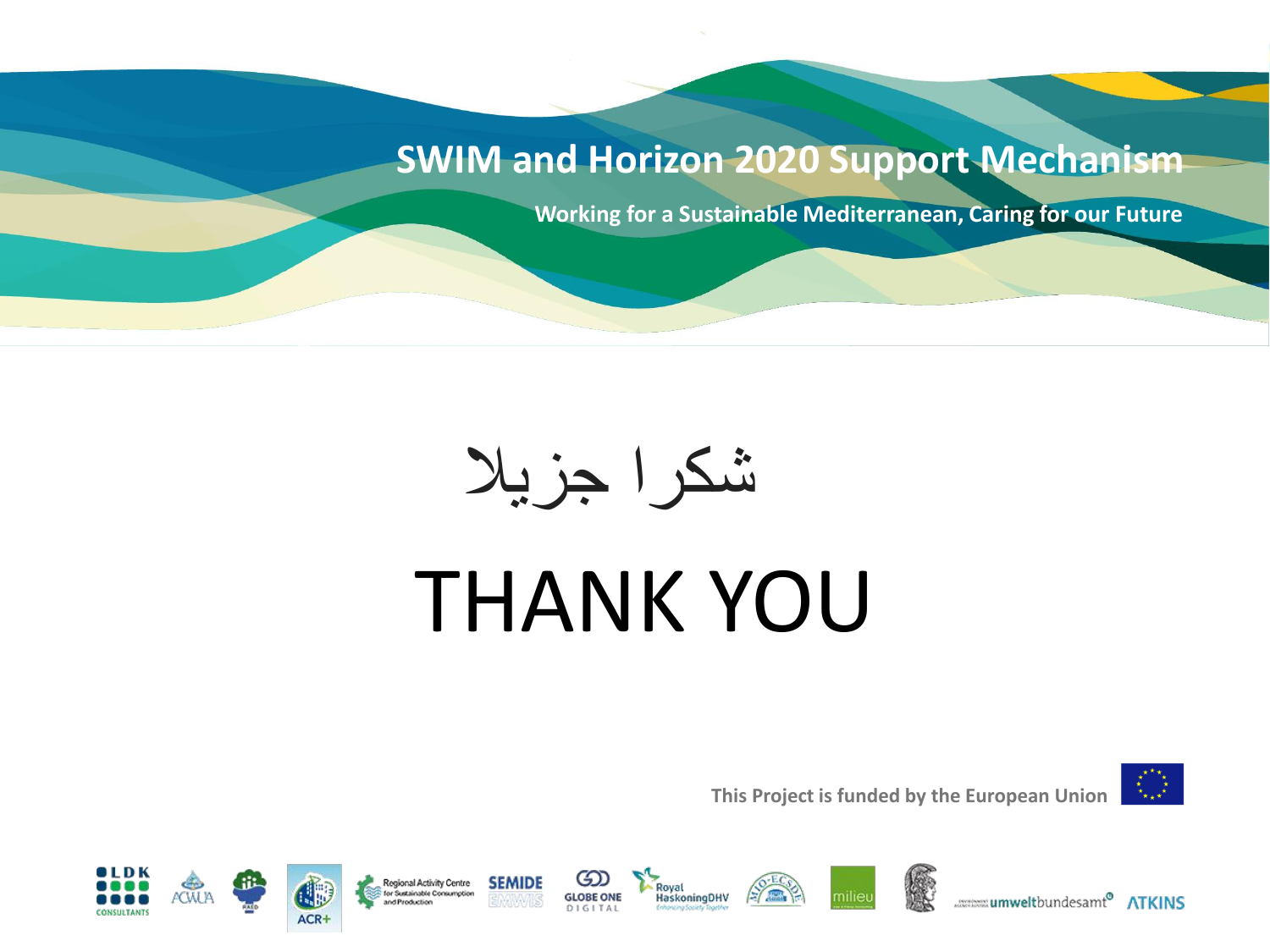**SWIM and Horizon 2020 Support Mechanism**

**Working for a Sustainable Mediterranean, Caring for our Future**

# شكرا جزيلا

# THANK YOU

**This Project is funded by the European Union**